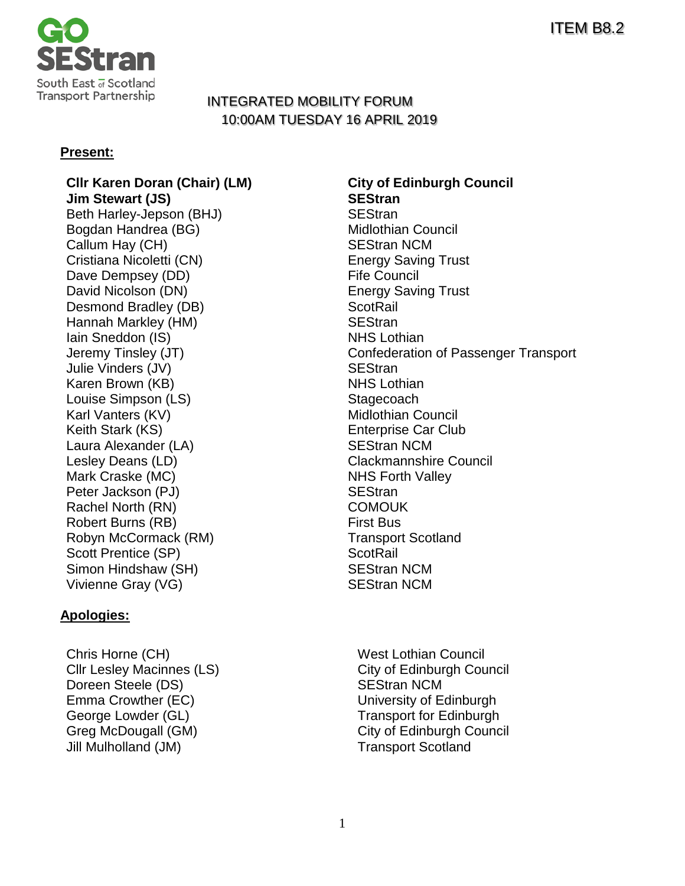ITEM B8.2

# INTEGRATED MOBILITY FORUM
## 10:00AM TUESDAY 16 APRIL 2019

**Present:**

| | |
|---|---|
| **Cllr Karen Doran (Chair) (LM)** | **City of Edinburgh Council** |
| **Jim Stewart (JS)** | **SEStran** |
| Beth Harley-Jepson (BHJ) | SEStran |
| Bogdan Handrea (BG) | Midlothian Council |
| Callum Hay (CH) | SEStran NCM |
| Cristiana Nicoletti (CN) | Energy Saving Trust |
| Dave Dempsey (DD) | Fife Council |
| David Nicolson (DN) | Energy Saving Trust |
| Desmond Bradley (DB) | ScotRail |
| Hannah Markley (HM) | SEStran |
| Iain Sneddon (IS) | NHS Lothian |
| Jeremy Tinsley (JT) | Confederation of Passenger Transport |
| Julie Vinders (JV) | SEStran |
| Karen Brown (KB) | NHS Lothian |
| Louise Simpson (LS) | Stagecoach |
| Karl Vanters (KV) | Midlothian Council |
| Keith Stark (KS) | Enterprise Car Club |
| Laura Alexander (LA) | SEStran NCM |
| Lesley Deans (LD) | Clackmannshire Council |
| Mark Craske (MC) | NHS Forth Valley |
| Peter Jackson (PJ) | SEStran |
| Rachel North (RN) | COMOUK |
| Robert Burns (RB) | First Bus |
| Robyn McCormack (RM) | Transport Scotland |
| Scott Prentice (SP) | ScotRail |
| Simon Hindshaw (SH) | SEStran NCM |
| Vivienne Gray (VG) | SEStran NCM |

**Apologies:**

| | |
|---|---|
| Chris Horne (CH) | West Lothian Council |
| Cllr Lesley Macinnes (LS) | City of Edinburgh Council |
| Doreen Steele (DS) | SEStran NCM |
| Emma Crowther (EC) | University of Edinburgh |
| George Lowder (GL) | Transport for Edinburgh |
| Greg McDougall (GM) | City of Edinburgh Council |
| Jill Mulholland (JM) | Transport Scotland |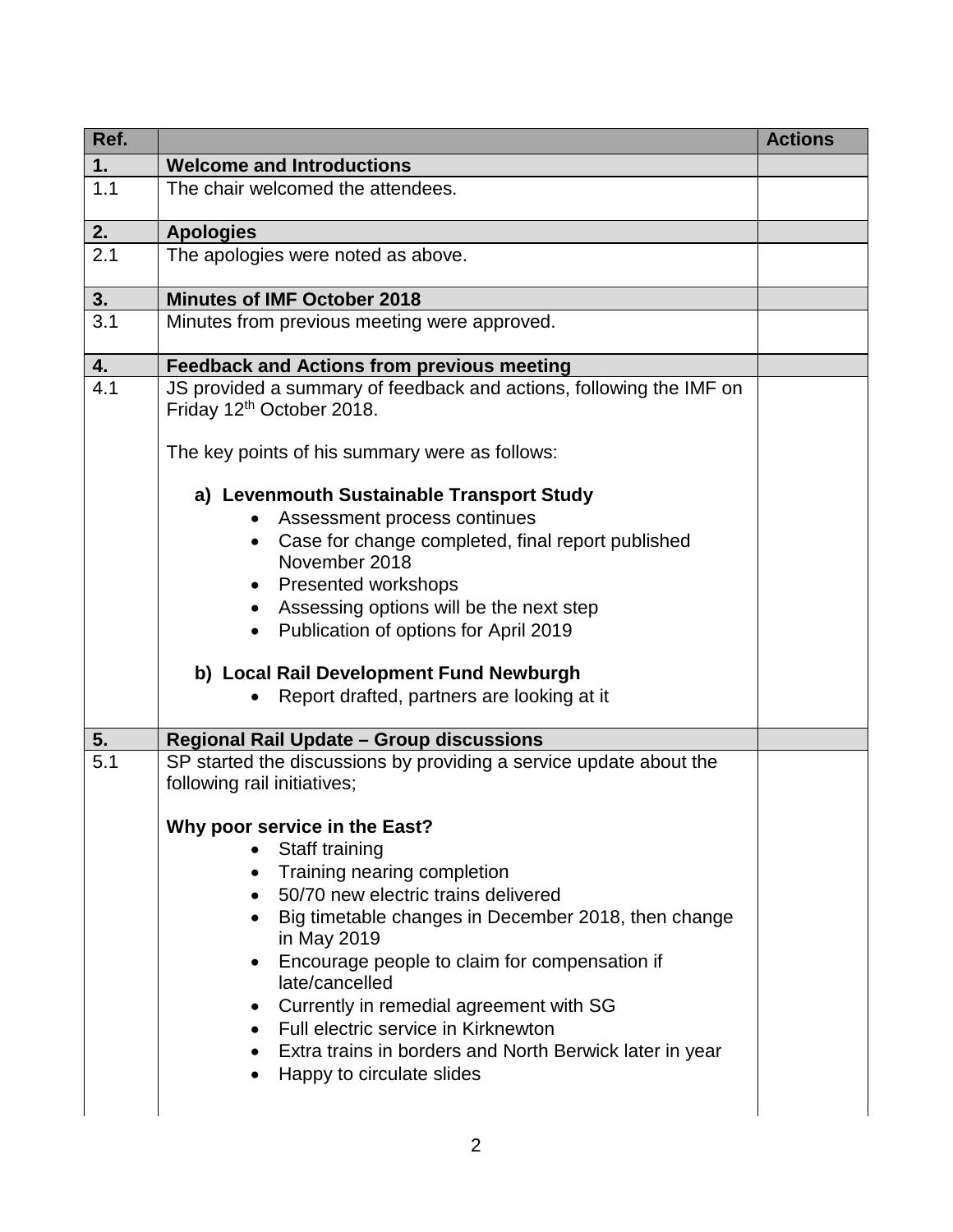| Ref. | | Actions |
|---|---|---|
| **1.** | **Welcome and Introductions** | |
| 1.1 | The chair welcomed the attendees. | |
| **2.** | **Apologies** | |
| 2.1 | The apologies were noted as above. | |
| **3.** | **Minutes of IMF October 2018** | |
| 3.1 | Minutes from previous meeting were approved. | |
| **4.** | **Feedback and Actions from previous meeting** | |
| 4.1 | JS provided a summary of feedback and actions, following the IMF on Friday 12th October 2018.<br><br>The key points of his summary were as follows:<br><br>**a) Levenmouth Sustainable Transport Study**<br>• Assessment process continues<br>• Case for change completed, final report published November 2018<br>• Presented workshops<br>• Assessing options will be the next step<br>• Publication of options for April 2019<br><br>**b) Local Rail Development Fund Newburgh**<br>• Report drafted, partners are looking at it | |
| **5.** | **Regional Rail Update – Group discussions** | |
| 5.1 | SP started the discussions by providing a service update about the following rail initiatives;<br><br>**Why poor service in the East?**<br>• Staff training<br>• Training nearing completion<br>• 50/70 new electric trains delivered<br>• Big timetable changes in December 2018, then change in May 2019<br>• Encourage people to claim for compensation if late/cancelled<br>• Currently in remedial agreement with SG<br>• Full electric service in Kirknewton<br>• Extra trains in borders and North Berwick later in year<br>• Happy to circulate slides | |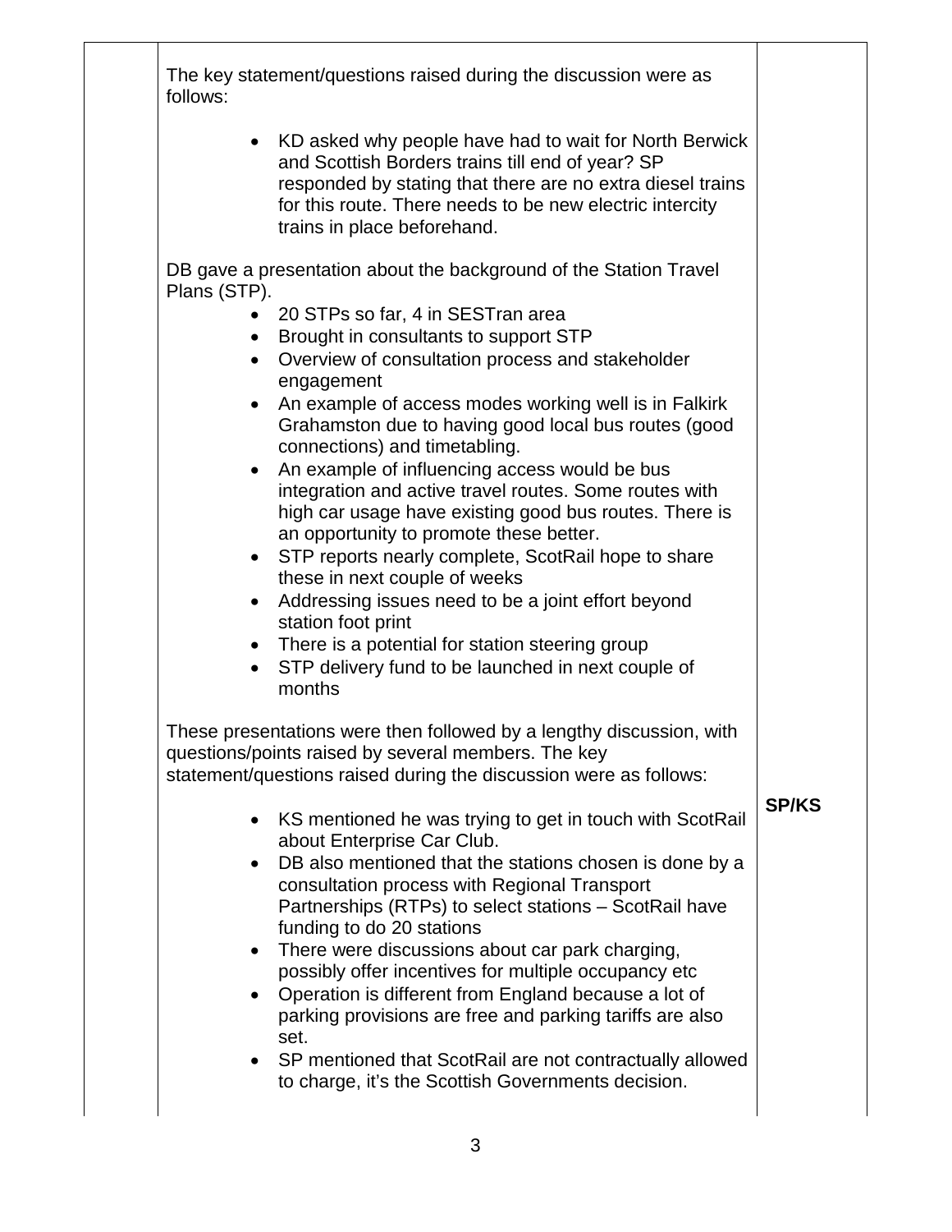| | | |
|---|---|---|
| | The key statement/questions raised during the discussion were as follows:<br><br>• KD asked why people have had to wait for North Berwick and Scottish Borders trains till end of year? SP responded by stating that there are no extra diesel trains for this route. There needs to be new electric intercity trains in place beforehand.<br><br>DB gave a presentation about the background of the Station Travel Plans (STP).<br>• 20 STPs so far, 4 in SESTran area<br>• Brought in consultants to support STP<br>• Overview of consultation process and stakeholder engagement<br>• An example of access modes working well is in Falkirk Grahamston due to having good local bus routes (good connections) and timetabling.<br>• An example of influencing access would be bus integration and active travel routes. Some routes with high car usage have existing good bus routes. There is an opportunity to promote these better.<br>• STP reports nearly complete, ScotRail hope to share these in next couple of weeks<br>• Addressing issues need to be a joint effort beyond station foot print<br>• There is a potential for station steering group<br>• STP delivery fund to be launched in next couple of months<br><br>These presentations were then followed by a lengthy discussion, with questions/points raised by several members. The key statement/questions raised during the discussion were as follows:<br><br>• KS mentioned he was trying to get in touch with ScotRail about Enterprise Car Club.<br>• DB also mentioned that the stations chosen is done by a consultation process with Regional Transport Partnerships (RTPs) to select stations – ScotRail have funding to do 20 stations<br>• There were discussions about car park charging, possibly offer incentives for multiple occupancy etc<br>• Operation is different from England because a lot of parking provisions are free and parking tariffs are also set.<br>• SP mentioned that ScotRail are not contractually allowed to charge, it's the Scottish Governments decision. | **SP/KS** |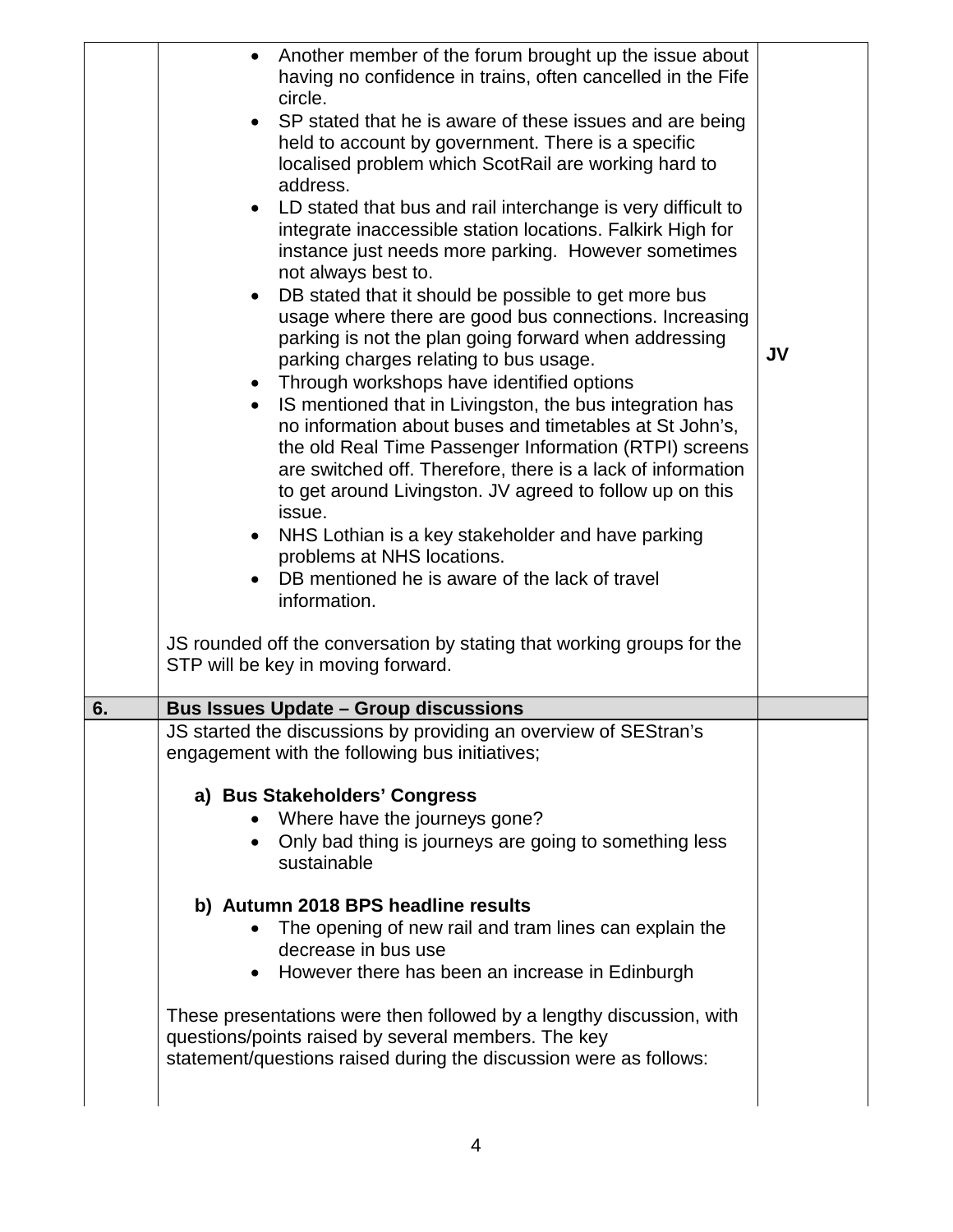| | | |
|---|---|---|
| | • Another member of the forum brought up the issue about having no confidence in trains, often cancelled in the Fife circle.<br>• SP stated that he is aware of these issues and are being held to account by government. There is a specific localised problem which ScotRail are working hard to address.<br>• LD stated that bus and rail interchange is very difficult to integrate inaccessible station locations. Falkirk High for instance just needs more parking. However sometimes not always best to.<br>• DB stated that it should be possible to get more bus usage where there are good bus connections. Increasing parking is not the plan going forward when addressing parking charges relating to bus usage.<br>• Through workshops have identified options<br>• IS mentioned that in Livingston, the bus integration has no information about buses and timetables at St John's, the old Real Time Passenger Information (RTPI) screens are switched off. Therefore, there is a lack of information to get around Livingston. JV agreed to follow up on this issue.<br>• NHS Lothian is a key stakeholder and have parking problems at NHS locations.<br>• DB mentioned he is aware of the lack of travel information.<br><br>JS rounded off the conversation by stating that working groups for the STP will be key in moving forward. | **JV** |
| **6.** | **Bus Issues Update – Group discussions** | |
| | JS started the discussions by providing an overview of SEStran's engagement with the following bus initiatives;<br><br>**a) Bus Stakeholders' Congress**<br>• Where have the journeys gone?<br>• Only bad thing is journeys are going to something less sustainable<br><br>**b) Autumn 2018 BPS headline results**<br>• The opening of new rail and tram lines can explain the decrease in bus use<br>• However there has been an increase in Edinburgh<br><br>These presentations were then followed by a lengthy discussion, with questions/points raised by several members. The key statement/questions raised during the discussion were as follows: | |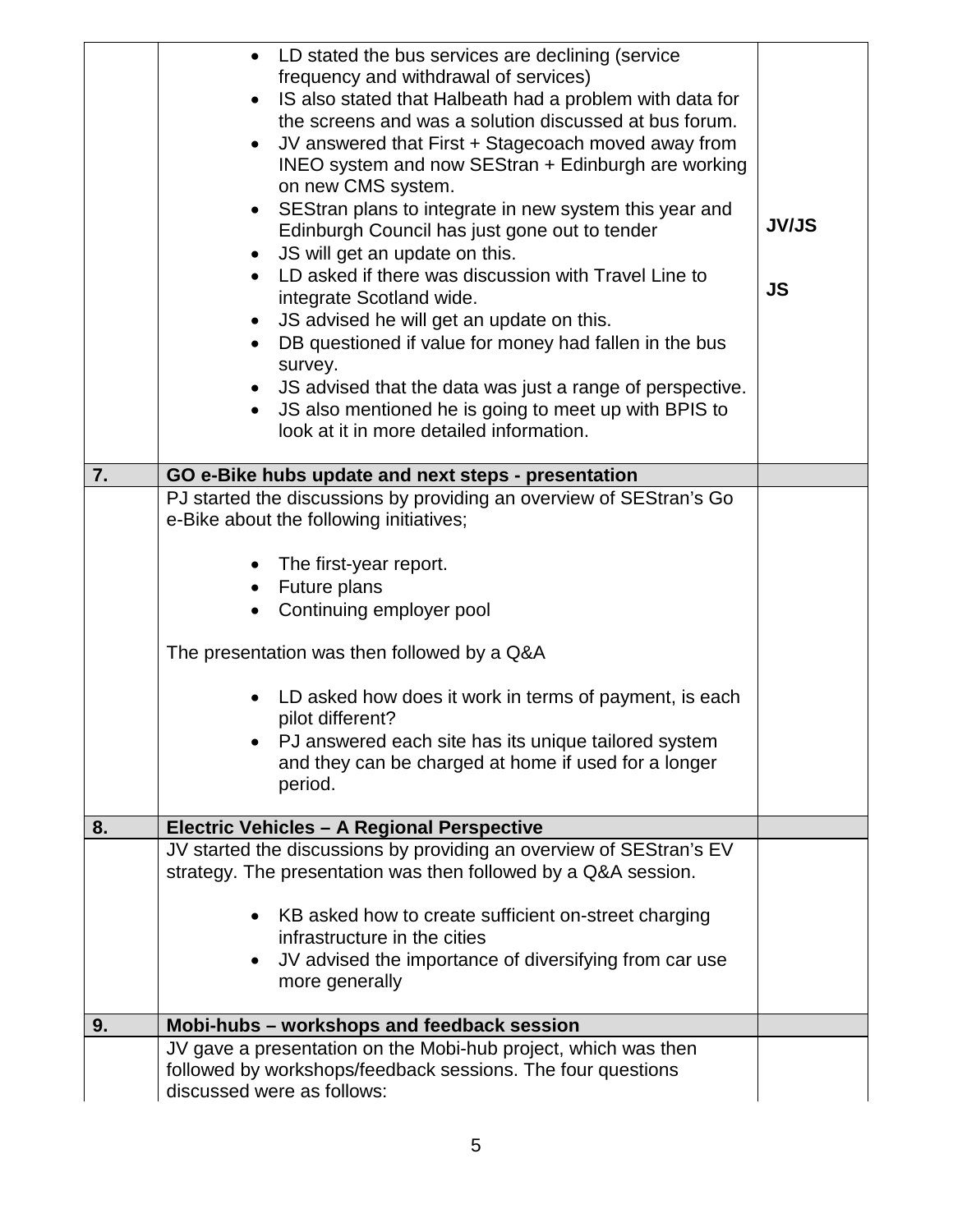| | | |
|---|---|---|
| | • LD stated the bus services are declining (service frequency and withdrawal of services)<br>• IS also stated that Halbeath had a problem with data for the screens and was a solution discussed at bus forum.<br>• JV answered that First + Stagecoach moved away from INEO system and now SEStran + Edinburgh are working on new CMS system.<br>• SEStran plans to integrate in new system this year and Edinburgh Council has just gone out to tender<br>• JS will get an update on this.<br>• LD asked if there was discussion with Travel Line to integrate Scotland wide.<br>• JS advised he will get an update on this.<br>• DB questioned if value for money had fallen in the bus survey.<br>• JS advised that the data was just a range of perspective.<br>• JS also mentioned he is going to meet up with BPIS to look at it in more detailed information. | **JV/JS**<br><br>**JS** |
| **7.** | **GO e-Bike hubs update and next steps - presentation** | |
| | PJ started the discussions by providing an overview of SEStran's Go e-Bike about the following initiatives;<br><br>• The first-year report.<br>• Future plans<br>• Continuing employer pool<br><br>The presentation was then followed by a Q&A<br><br>• LD asked how does it work in terms of payment, is each pilot different?<br>• PJ answered each site has its unique tailored system and they can be charged at home if used for a longer period. | |
| **8.** | **Electric Vehicles – A Regional Perspective** | |
| | JV started the discussions by providing an overview of SEStran's EV strategy. The presentation was then followed by a Q&A session.<br><br>• KB asked how to create sufficient on-street charging infrastructure in the cities<br>• JV advised the importance of diversifying from car use more generally | |
| **9.** | **Mobi-hubs – workshops and feedback session** | |
| | JV gave a presentation on the Mobi-hub project, which was then followed by workshops/feedback sessions. The four questions discussed were as follows: | |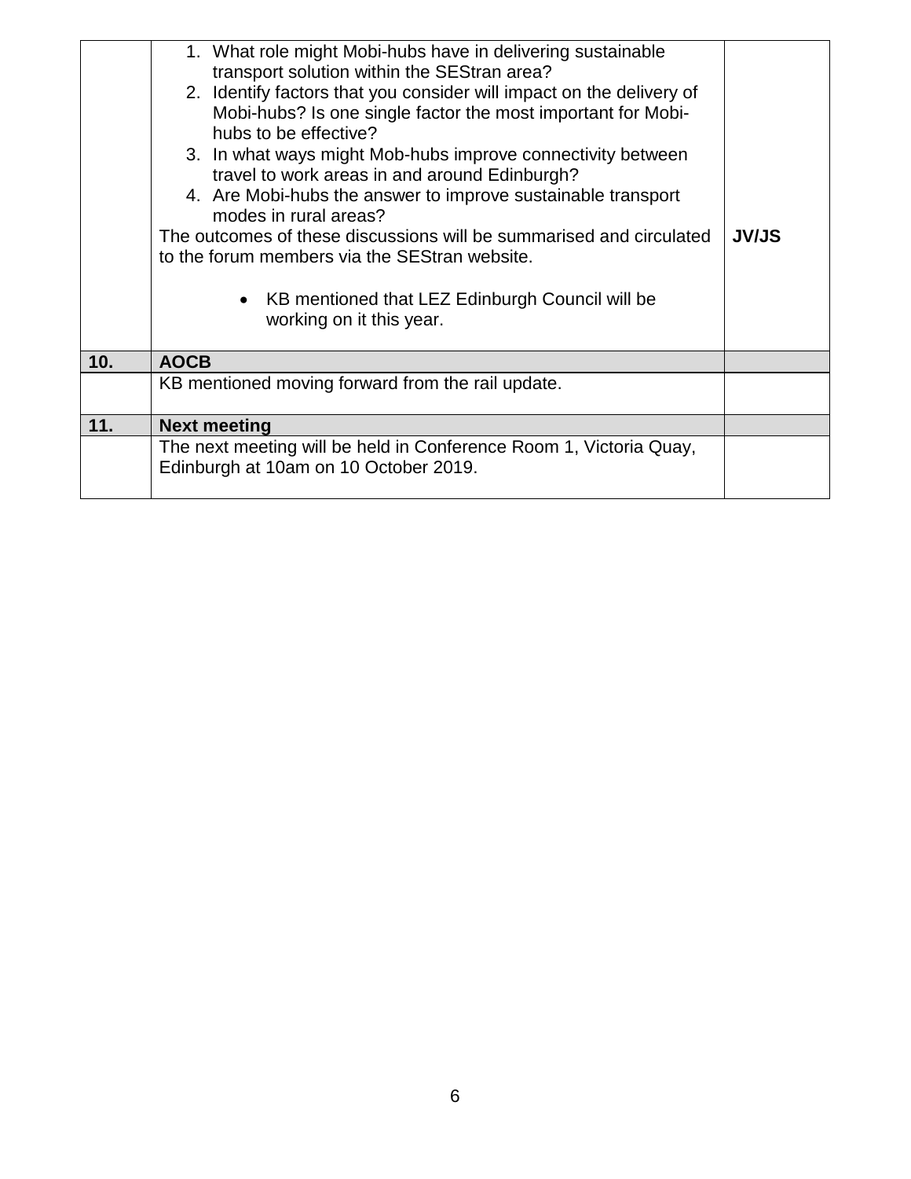| | | |
|---|---|---|
| | 1. What role might Mobi-hubs have in delivering sustainable transport solution within the SEStran area?<br>2. Identify factors that you consider will impact on the delivery of Mobi-hubs? Is one single factor the most important for Mobi-hubs to be effective?<br>3. In what ways might Mob-hubs improve connectivity between travel to work areas in and around Edinburgh?<br>4. Are Mobi-hubs the answer to improve sustainable transport modes in rural areas?<br>The outcomes of these discussions will be summarised and circulated to the forum members via the SEStran website.<br><br>• KB mentioned that LEZ Edinburgh Council will be working on it this year. | **JV/JS** |
| **10.** | **AOCB** | |
| | KB mentioned moving forward from the rail update. | |
| **11.** | **Next meeting** | |
| | The next meeting will be held in Conference Room 1, Victoria Quay, Edinburgh at 10am on 10 October 2019. | |